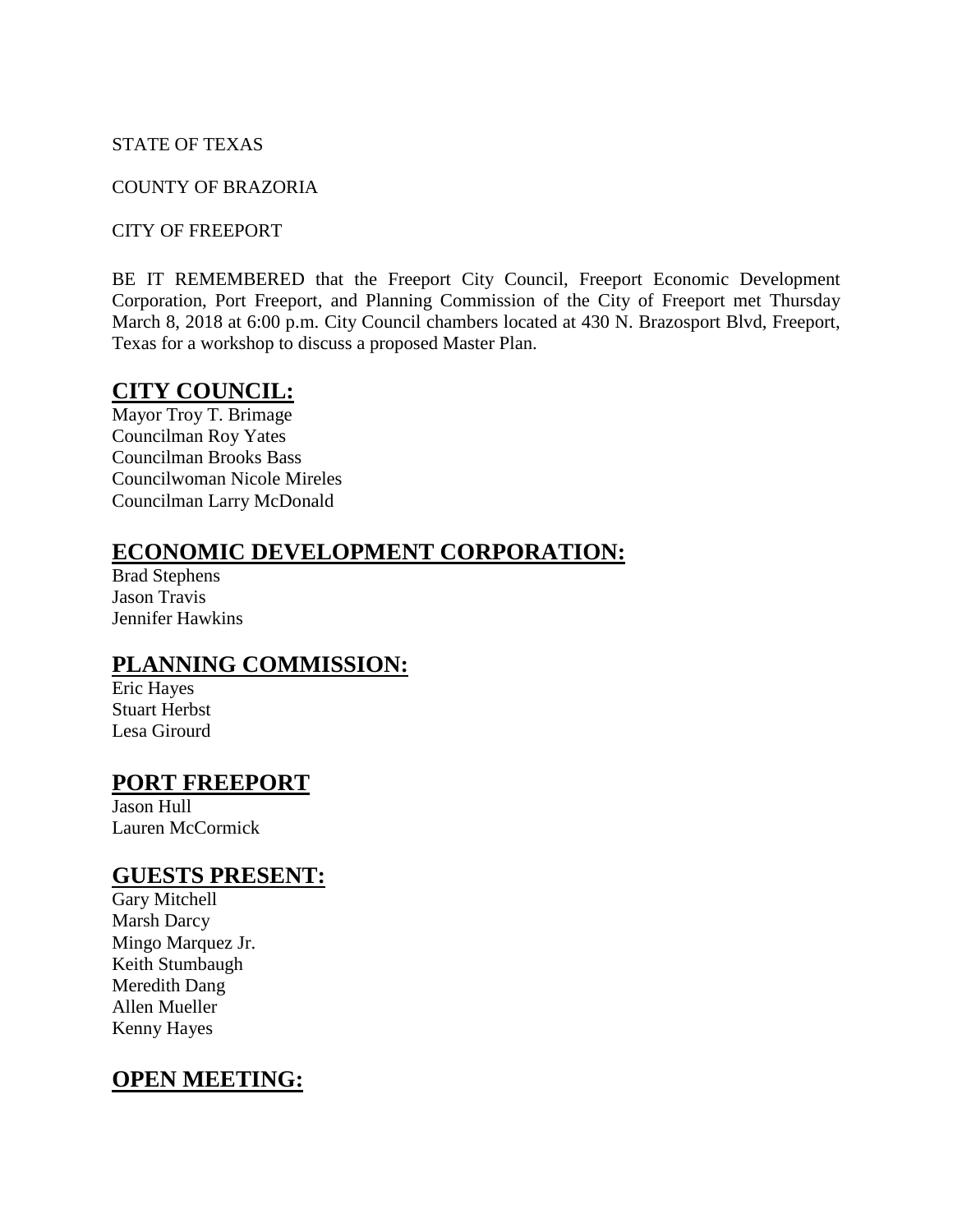STATE OF TEXAS

COUNTY OF BRAZORIA

CITY OF FREEPORT

BE IT REMEMBERED that the Freeport City Council, Freeport Economic Development Corporation, Port Freeport, and Planning Commission of the City of Freeport met Thursday March 8, 2018 at 6:00 p.m. City Council chambers located at 430 N. Brazosport Blvd, Freeport, Texas for a workshop to discuss a proposed Master Plan.

## **CITY COUNCIL:**

Mayor Troy T. Brimage
Councilman Roy Yates
Councilman Brooks Bass
Councilwoman Nicole Mireles
Councilman Larry McDonald

## **ECONOMIC DEVELOPMENT CORPORATION:**

Brad Stephens
Jason Travis
Jennifer Hawkins

## **PLANNING COMMISSION:**

Eric Hayes
Stuart Herbst
Lesa Girourd

## **PORT FREEPORT**

Jason Hull
Lauren McCormick

## **GUESTS PRESENT:**

Gary Mitchell
Marsh Darcy
Mingo Marquez Jr.
Keith Stumbaugh
Meredith Dang
Allen Mueller
Kenny Hayes

## **OPEN MEETING:**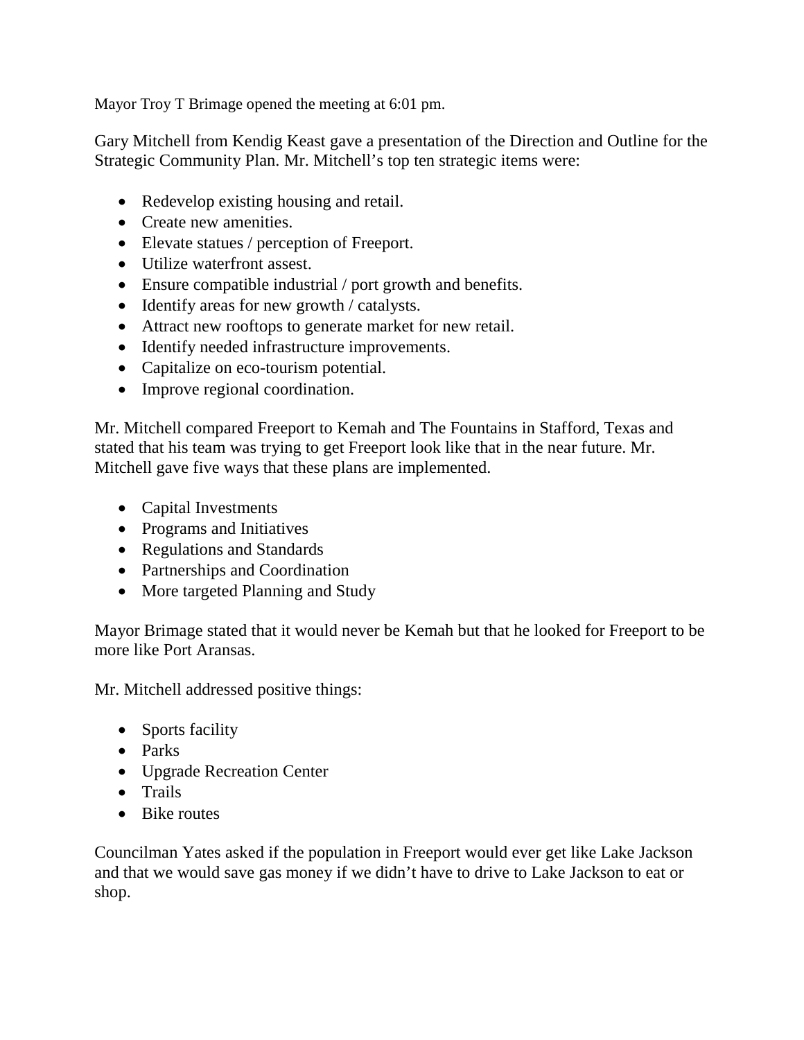Mayor Troy T Brimage opened the meeting at 6:01 pm.

Gary Mitchell from Kendig Keast gave a presentation of the Direction and Outline for the Strategic Community Plan. Mr. Mitchell's top ten strategic items were:

- Redevelop existing housing and retail.
- Create new amenities.
- Elevate statues / perception of Freeport.
- Utilize waterfront assest.
- Ensure compatible industrial / port growth and benefits.
- Identify areas for new growth / catalysts.
- Attract new rooftops to generate market for new retail.
- Identify needed infrastructure improvements.
- Capitalize on eco-tourism potential.
- Improve regional coordination.

Mr. Mitchell compared Freeport to Kemah and The Fountains in Stafford, Texas and stated that his team was trying to get Freeport look like that in the near future. Mr. Mitchell gave five ways that these plans are implemented.

- Capital Investments
- Programs and Initiatives
- Regulations and Standards
- Partnerships and Coordination
- More targeted Planning and Study

Mayor Brimage stated that it would never be Kemah but that he looked for Freeport to be more like Port Aransas.

Mr. Mitchell addressed positive things:

- Sports facility
- Parks
- Upgrade Recreation Center
- Trails
- Bike routes

Councilman Yates asked if the population in Freeport would ever get like Lake Jackson and that we would save gas money if we didn't have to drive to Lake Jackson to eat or shop.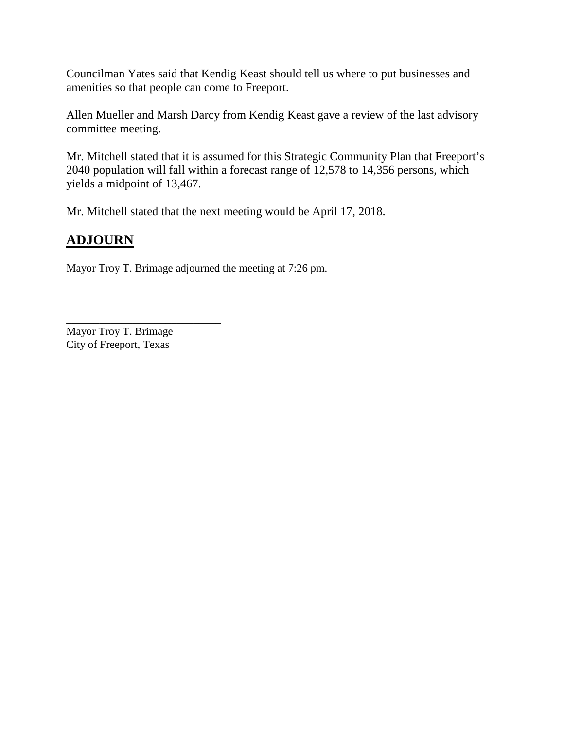Councilman Yates said that Kendig Keast should tell us where to put businesses and amenities so that people can come to Freeport.

Allen Mueller and Marsh Darcy from Kendig Keast gave a review of the last advisory committee meeting.

Mr. Mitchell stated that it is assumed for this Strategic Community Plan that Freeport's 2040 population will fall within a forecast range of 12,578 to 14,356 persons, which yields a midpoint of 13,467.

Mr. Mitchell stated that the next meeting would be April 17, 2018.

## ADJOURN

Mayor Troy T. Brimage adjourned the meeting at 7:26 pm.

_____________________________
Mayor Troy T. Brimage
City of Freeport, Texas